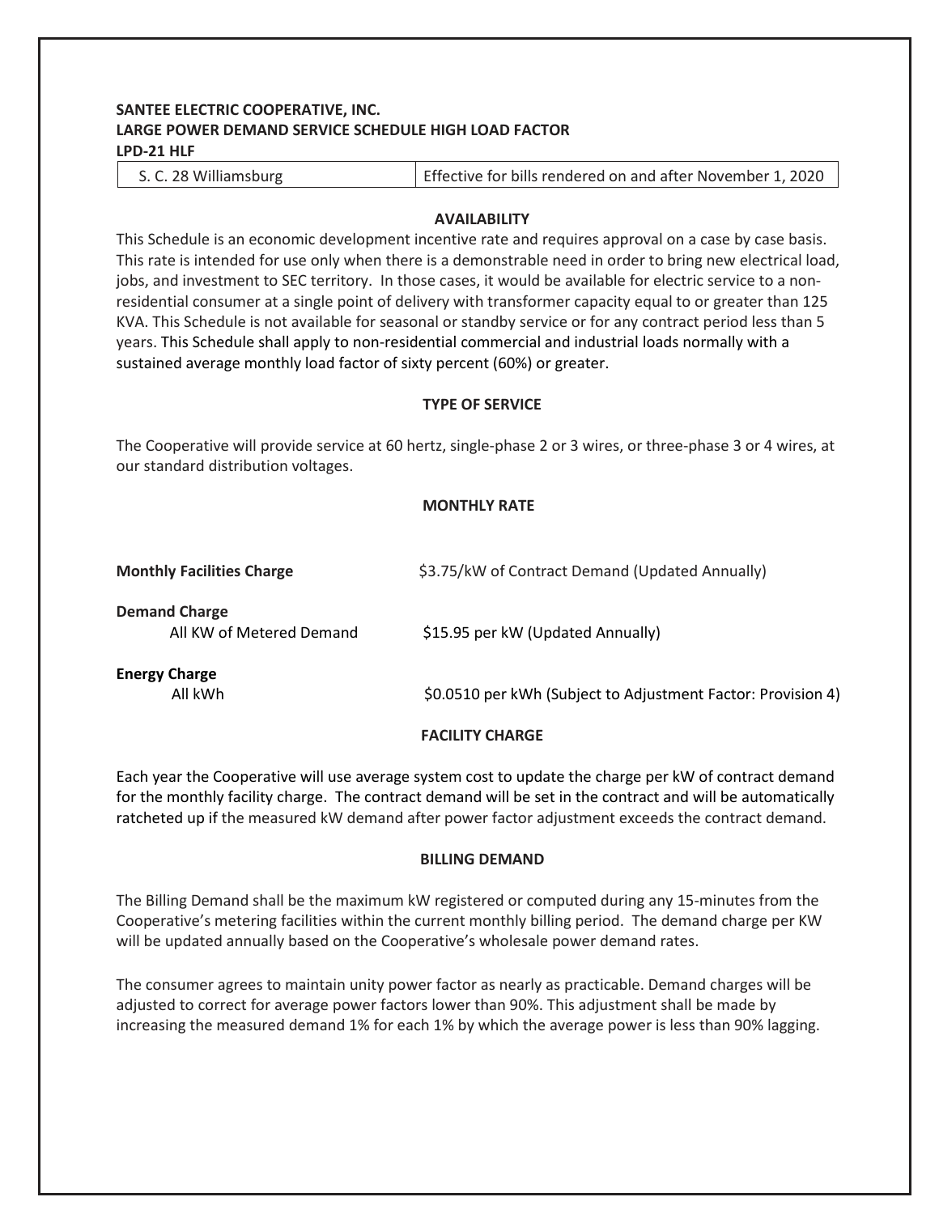**SANTEE ELECTRIC COOPERATIVE, INC.**
**LARGE POWER DEMAND SERVICE SCHEDULE HIGH LOAD FACTOR**
**LPD-21 HLF**

| S. C. 28 Williamsburg | Effective for bills rendered on and after November 1, 2020 |
|---|---|

## AVAILABILITY

This Schedule is an economic development incentive rate and requires approval on a case by case basis. This rate is intended for use only when there is a demonstrable need in order to bring new electrical load, jobs, and investment to SEC territory. In those cases, it would be available for electric service to a non-residential consumer at a single point of delivery with transformer capacity equal to or greater than 125 KVA. This Schedule is not available for seasonal or standby service or for any contract period less than 5 years. This Schedule shall apply to non-residential commercial and industrial loads normally with a sustained average monthly load factor of sixty percent (60%) or greater.

## TYPE OF SERVICE

The Cooperative will provide service at 60 hertz, single-phase 2 or 3 wires, or three-phase 3 or 4 wires, at our standard distribution voltages.

## MONTHLY RATE

**Monthly Facilities Charge** — $3.75/kW of Contract Demand (Updated Annually)

**Demand Charge**
All KW of Metered Demand — $15.95 per kW (Updated Annually)

**Energy Charge**
All kWh — $0.0510 per kWh (Subject to Adjustment Factor: Provision 4)

## FACILITY CHARGE

Each year the Cooperative will use average system cost to update the charge per kW of contract demand for the monthly facility charge. The contract demand will be set in the contract and will be automatically ratcheted up if the measured kW demand after power factor adjustment exceeds the contract demand.

## BILLING DEMAND

The Billing Demand shall be the maximum kW registered or computed during any 15-minutes from the Cooperative's metering facilities within the current monthly billing period. The demand charge per KW will be updated annually based on the Cooperative's wholesale power demand rates.

The consumer agrees to maintain unity power factor as nearly as practicable. Demand charges will be adjusted to correct for average power factors lower than 90%. This adjustment shall be made by increasing the measured demand 1% for each 1% by which the average power is less than 90% lagging.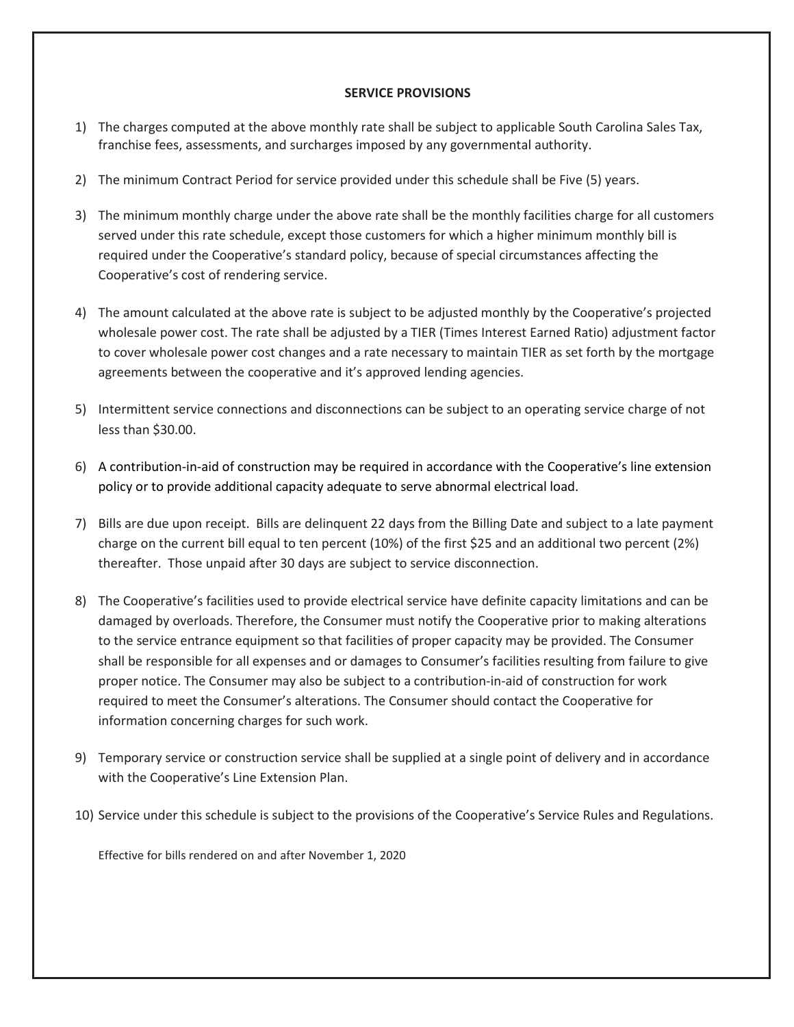**SERVICE PROVISIONS**

1) The charges computed at the above monthly rate shall be subject to applicable South Carolina Sales Tax, franchise fees, assessments, and surcharges imposed by any governmental authority.

2) The minimum Contract Period for service provided under this schedule shall be Five (5) years.

3) The minimum monthly charge under the above rate shall be the monthly facilities charge for all customers served under this rate schedule, except those customers for which a higher minimum monthly bill is required under the Cooperative's standard policy, because of special circumstances affecting the Cooperative's cost of rendering service.

4) The amount calculated at the above rate is subject to be adjusted monthly by the Cooperative's projected wholesale power cost. The rate shall be adjusted by a TIER (Times Interest Earned Ratio) adjustment factor to cover wholesale power cost changes and a rate necessary to maintain TIER as set forth by the mortgage agreements between the cooperative and it's approved lending agencies.

5) Intermittent service connections and disconnections can be subject to an operating service charge of not less than $30.00.

6) A contribution-in-aid of construction may be required in accordance with the Cooperative's line extension policy or to provide additional capacity adequate to serve abnormal electrical load.

7) Bills are due upon receipt. Bills are delinquent 22 days from the Billing Date and subject to a late payment charge on the current bill equal to ten percent (10%) of the first $25 and an additional two percent (2%) thereafter. Those unpaid after 30 days are subject to service disconnection.

8) The Cooperative's facilities used to provide electrical service have definite capacity limitations and can be damaged by overloads. Therefore, the Consumer must notify the Cooperative prior to making alterations to the service entrance equipment so that facilities of proper capacity may be provided. The Consumer shall be responsible for all expenses and or damages to Consumer's facilities resulting from failure to give proper notice. The Consumer may also be subject to a contribution-in-aid of construction for work required to meet the Consumer's alterations. The Consumer should contact the Cooperative for information concerning charges for such work.

9) Temporary service or construction service shall be supplied at a single point of delivery and in accordance with the Cooperative's Line Extension Plan.

10) Service under this schedule is subject to the provisions of the Cooperative's Service Rules and Regulations.

Effective for bills rendered on and after November 1, 2020